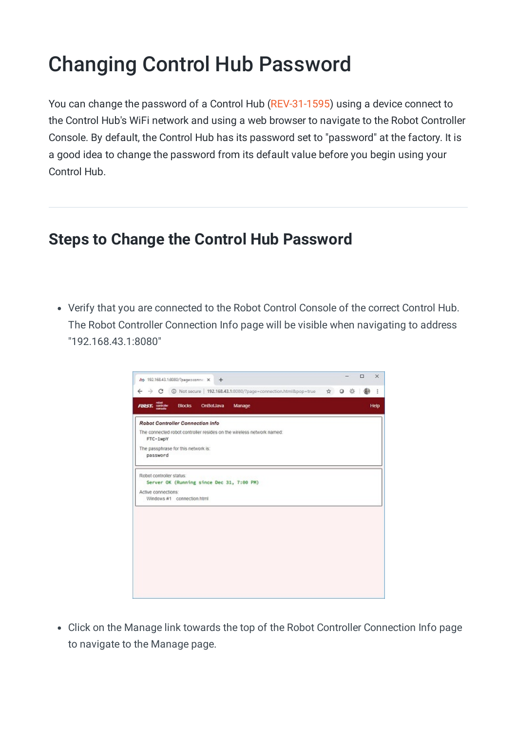# Changing Control Hub Password

You can change the password of a Control Hub (REV-31-1595) using a device connect to the Control Hub's WiFi network and using a web browser to navigate to the Robot Controller Console. By default, the Control Hub has its password set to "password" at the factory. It is a good idea to change the password from its default value before you begin using your Control Hub.

---

## Steps to Change the Control Hub Password

- Verify that you are connected to the Robot Control Console of the correct Control Hub. The Robot Controller Connection Info page will be visible when navigating to address "192.168.43.1:8080"

- Click on the Manage link towards the top of the Robot Controller Connection Info page to navigate to the Manage page.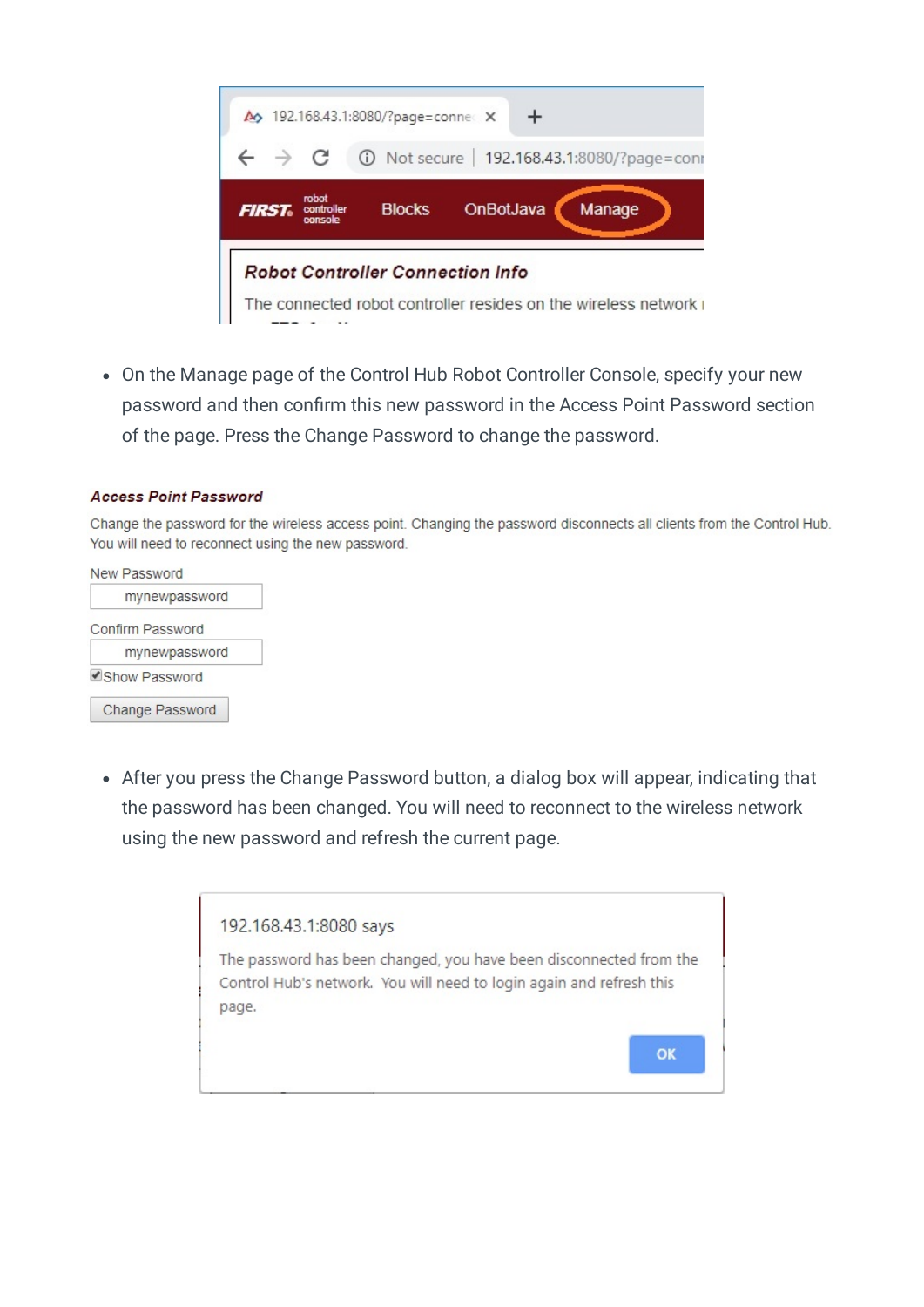- On the Manage page of the Control Hub Robot Controller Console, specify your new password and then confirm this new password in the Access Point Password section of the page. Press the Change Password to change the password.

- After you press the Change Password button, a dialog box will appear, indicating that the password has been changed. You will need to reconnect to the wireless network using the new password and refresh the current page.